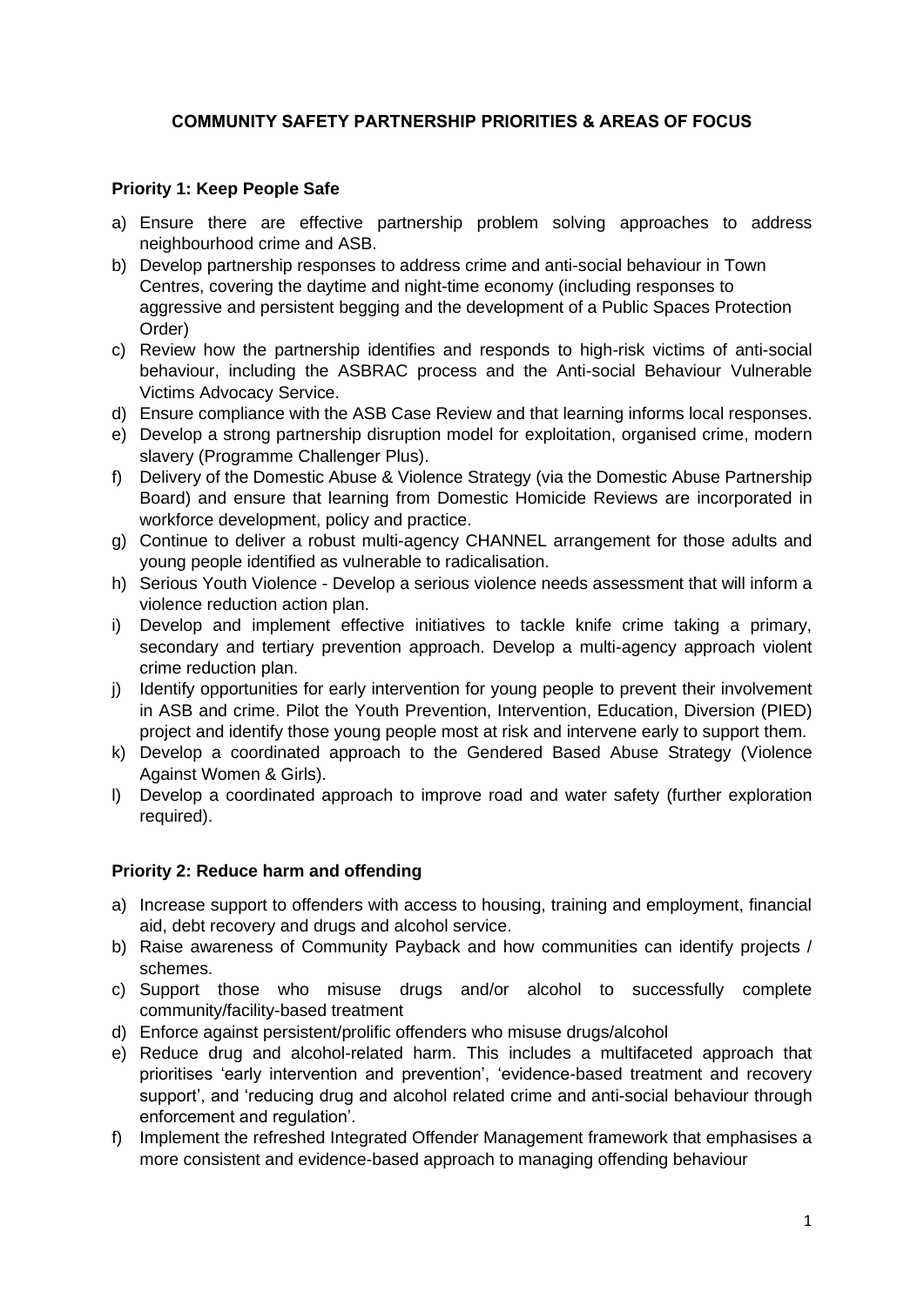# COMMUNITY SAFETY PARTNERSHIP PRIORITIES & AREAS OF FOCUS

## Priority 1: Keep People Safe

a) Ensure there are effective partnership problem solving approaches to address neighbourhood crime and ASB.
b) Develop partnership responses to address crime and anti-social behaviour in Town Centres, covering the daytime and night-time economy (including responses to aggressive and persistent begging and the development of a Public Spaces Protection Order)
c) Review how the partnership identifies and responds to high-risk victims of anti-social behaviour, including the ASBRAC process and the Anti-social Behaviour Vulnerable Victims Advocacy Service.
d) Ensure compliance with the ASB Case Review and that learning informs local responses.
e) Develop a strong partnership disruption model for exploitation, organised crime, modern slavery (Programme Challenger Plus).
f) Delivery of the Domestic Abuse & Violence Strategy (via the Domestic Abuse Partnership Board) and ensure that learning from Domestic Homicide Reviews are incorporated in workforce development, policy and practice.
g) Continue to deliver a robust multi-agency CHANNEL arrangement for those adults and young people identified as vulnerable to radicalisation.
h) Serious Youth Violence - Develop a serious violence needs assessment that will inform a violence reduction action plan.
i) Develop and implement effective initiatives to tackle knife crime taking a primary, secondary and tertiary prevention approach. Develop a multi-agency approach violent crime reduction plan.
j) Identify opportunities for early intervention for young people to prevent their involvement in ASB and crime. Pilot the Youth Prevention, Intervention, Education, Diversion (PIED) project and identify those young people most at risk and intervene early to support them.
k) Develop a coordinated approach to the Gendered Based Abuse Strategy (Violence Against Women & Girls).
l) Develop a coordinated approach to improve road and water safety (further exploration required).

## Priority 2: Reduce harm and offending

a) Increase support to offenders with access to housing, training and employment, financial aid, debt recovery and drugs and alcohol service.
b) Raise awareness of Community Payback and how communities can identify projects / schemes.
c) Support those who misuse drugs and/or alcohol to successfully complete community/facility-based treatment
d) Enforce against persistent/prolific offenders who misuse drugs/alcohol
e) Reduce drug and alcohol-related harm. This includes a multifaceted approach that prioritises 'early intervention and prevention', 'evidence-based treatment and recovery support', and 'reducing drug and alcohol related crime and anti-social behaviour through enforcement and regulation'.
f) Implement the refreshed Integrated Offender Management framework that emphasises a more consistent and evidence-based approach to managing offending behaviour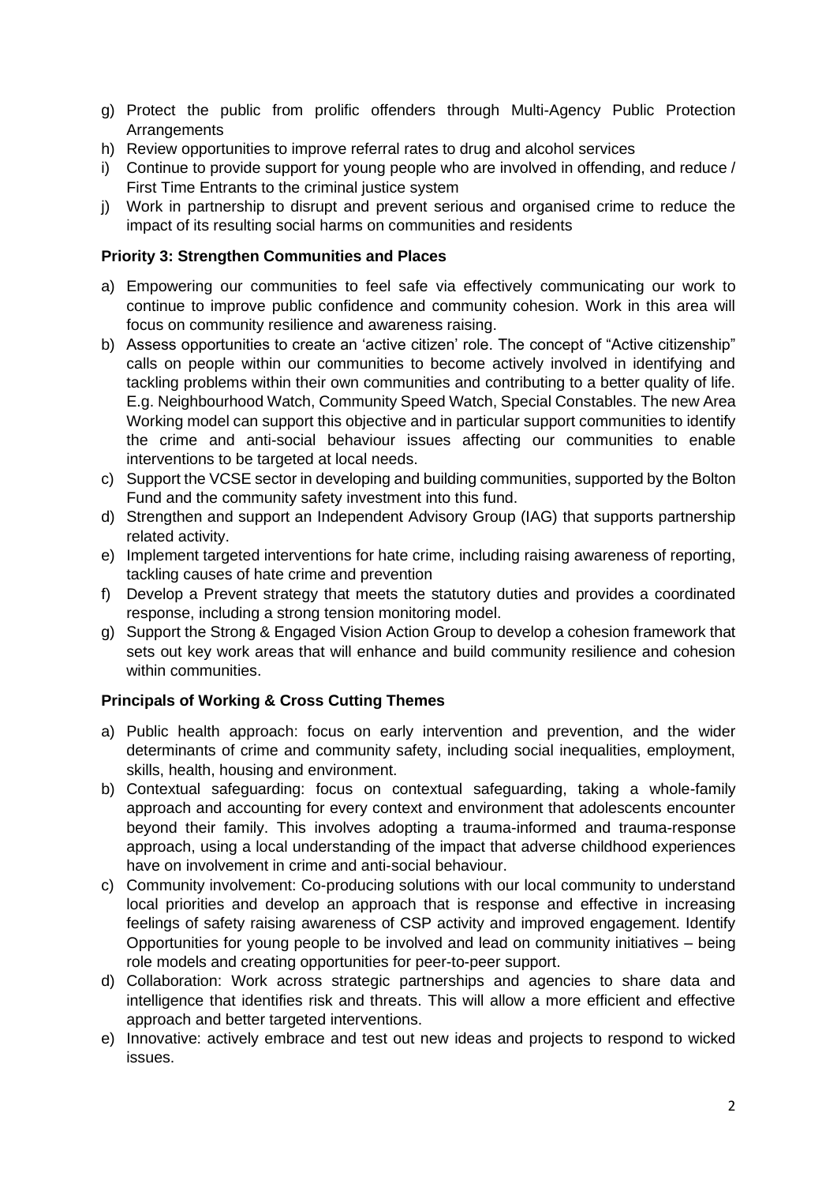g) Protect the public from prolific offenders through Multi-Agency Public Protection Arrangements
h) Review opportunities to improve referral rates to drug and alcohol services
i) Continue to provide support for young people who are involved in offending, and reduce / First Time Entrants to the criminal justice system
j) Work in partnership to disrupt and prevent serious and organised crime to reduce the impact of its resulting social harms on communities and residents

**Priority 3: Strengthen Communities and Places**

a) Empowering our communities to feel safe via effectively communicating our work to continue to improve public confidence and community cohesion. Work in this area will focus on community resilience and awareness raising.
b) Assess opportunities to create an 'active citizen' role. The concept of "Active citizenship" calls on people within our communities to become actively involved in identifying and tackling problems within their own communities and contributing to a better quality of life. E.g. Neighbourhood Watch, Community Speed Watch, Special Constables. The new Area Working model can support this objective and in particular support communities to identify the crime and anti-social behaviour issues affecting our communities to enable interventions to be targeted at local needs.
c) Support the VCSE sector in developing and building communities, supported by the Bolton Fund and the community safety investment into this fund.
d) Strengthen and support an Independent Advisory Group (IAG) that supports partnership related activity.
e) Implement targeted interventions for hate crime, including raising awareness of reporting, tackling causes of hate crime and prevention
f) Develop a Prevent strategy that meets the statutory duties and provides a coordinated response, including a strong tension monitoring model.
g) Support the Strong & Engaged Vision Action Group to develop a cohesion framework that sets out key work areas that will enhance and build community resilience and cohesion within communities.

**Principals of Working & Cross Cutting Themes**

a) Public health approach: focus on early intervention and prevention, and the wider determinants of crime and community safety, including social inequalities, employment, skills, health, housing and environment.
b) Contextual safeguarding: focus on contextual safeguarding, taking a whole-family approach and accounting for every context and environment that adolescents encounter beyond their family. This involves adopting a trauma-informed and trauma-response approach, using a local understanding of the impact that adverse childhood experiences have on involvement in crime and anti-social behaviour.
c) Community involvement: Co-producing solutions with our local community to understand local priorities and develop an approach that is response and effective in increasing feelings of safety raising awareness of CSP activity and improved engagement. Identify Opportunities for young people to be involved and lead on community initiatives – being role models and creating opportunities for peer-to-peer support.
d) Collaboration: Work across strategic partnerships and agencies to share data and intelligence that identifies risk and threats. This will allow a more efficient and effective approach and better targeted interventions.
e) Innovative: actively embrace and test out new ideas and projects to respond to wicked issues.